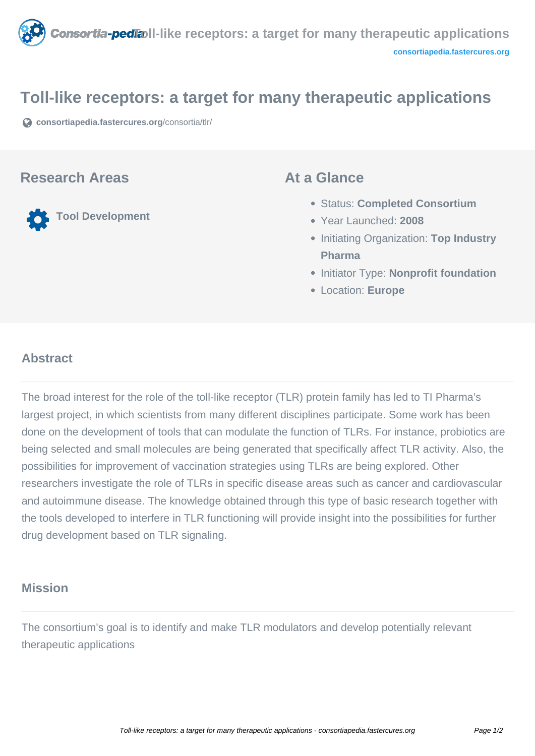# Toll-like receptors: a target for many therapeutic applications

consortiapedia.fastercures.org/consortia/tlr/

## Research Areas

Tool Development

## At a Glance

- Status: **Completed Consortium**
- Year Launched: **2008**
- Initiating Organization: **Top Industry Pharma**
- Initiator Type: **Nonprofit foundation**
- Location: **Europe**

## Abstract

The broad interest for the role of the toll-like receptor (TLR) protein family has led to TI Pharma's largest project, in which scientists from many different disciplines participate. Some work has been done on the development of tools that can modulate the function of TLRs. For instance, probiotics are being selected and small molecules are being generated that specifically affect TLR activity. Also, the possibilities for improvement of vaccination strategies using TLRs are being explored. Other researchers investigate the role of TLRs in specific disease areas such as cancer and cardiovascular and autoimmune disease. The knowledge obtained through this type of basic research together with the tools developed to interfere in TLR functioning will provide insight into the possibilities for further drug development based on TLR signaling.

## Mission

The consortium's goal is to identify and make TLR modulators and develop potentially relevant therapeutic applications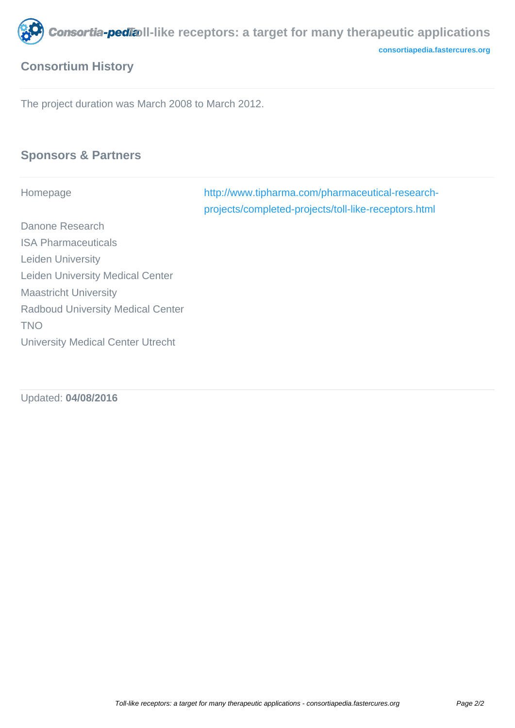## Consortium History

The project duration was March 2008 to March 2012.

## Sponsors & Partners

| | |
|---|---|
| Homepage | http://www.tipharma.com/pharmaceutical-research-projects/completed-projects/toll-like-receptors.html |

Danone Research
ISA Pharmaceuticals
Leiden University
Leiden University Medical Center
Maastricht University
Radboud University Medical Center
TNO
University Medical Center Utrecht

Updated: **04/08/2016**